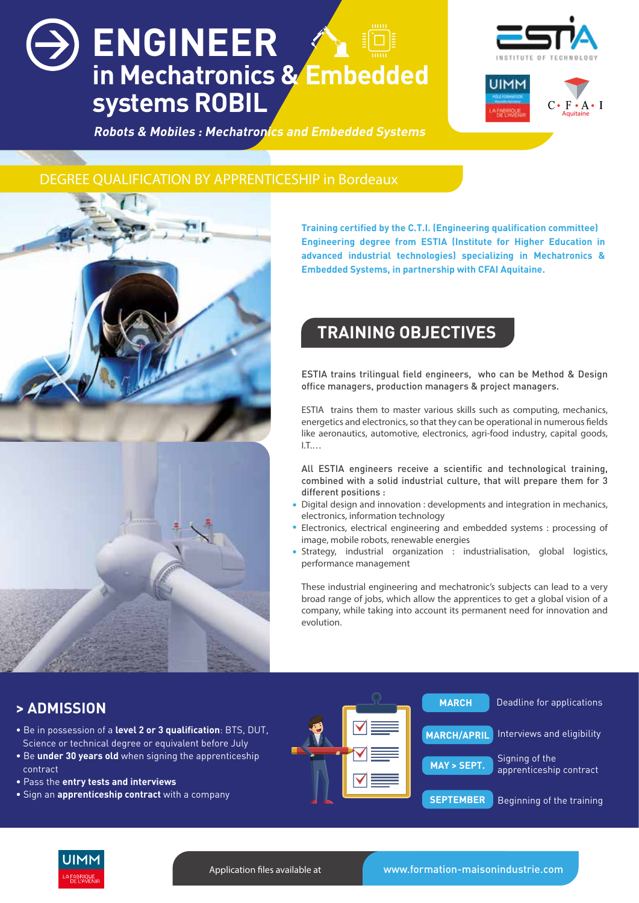# ENGINEER in Mechatronics & Embedded systems ROBIL

*Robots & Mobiles : Mechatronics and Embedded Systems*

ESTIA INSTITUTE OF TECHNOLOGY

UIMM

C•F•A•I Aquitaine

## DEGREE QUALIFICATION BY APPRENTICESHIP in Bordeaux

**Training certified by the C.T.I. (Engineering qualification committee) Engineering degree from ESTIA (Institute for Higher Education in advanced industrial technologies) specializing in Mechatronics & Embedded Systems, in partnership with CFAI Aquitaine.**

## TRAINING OBJECTIVES

ESTIA trains trilingual field engineers, who can be Method & Design office managers, production managers & project managers.

ESTIA trains them to master various skills such as computing, mechanics, energetics and electronics, so that they can be operational in numerous fields like aeronautics, automotive, electronics, agri-food industry, capital goods, I.T.…

All ESTIA engineers receive a scientific and technological training, combined with a solid industrial culture, that will prepare them for 3 different positions :

- Digital design and innovation : developments and integration in mechanics, electronics, information technology
- Electronics, electrical engineering and embedded systems : processing of image, mobile robots, renewable energies
- Strategy, industrial organization : industrialisation, global logistics, performance management

These industrial engineering and mechatronic's subjects can lead to a very broad range of jobs, which allow the apprentices to get a global vision of a company, while taking into account its permanent need for innovation and evolution.

## > ADMISSION

- Be in possession of a **level 2 or 3 qualification**: BTS, DUT, Science or technical degree or equivalent before July
- Be **under 30 years old** when signing the apprenticeship contract
- Pass the **entry tests and interviews**
- Sign an **apprenticeship contract** with a company

| | |
|---|---|
| MARCH | Deadline for applications |
| MARCH/APRIL | Interviews and eligibility |
| MAY > SEPT. | Signing of the apprenticeship contract |
| SEPTEMBER | Beginning of the training |

Application files available at www.formation-maisonindustrie.com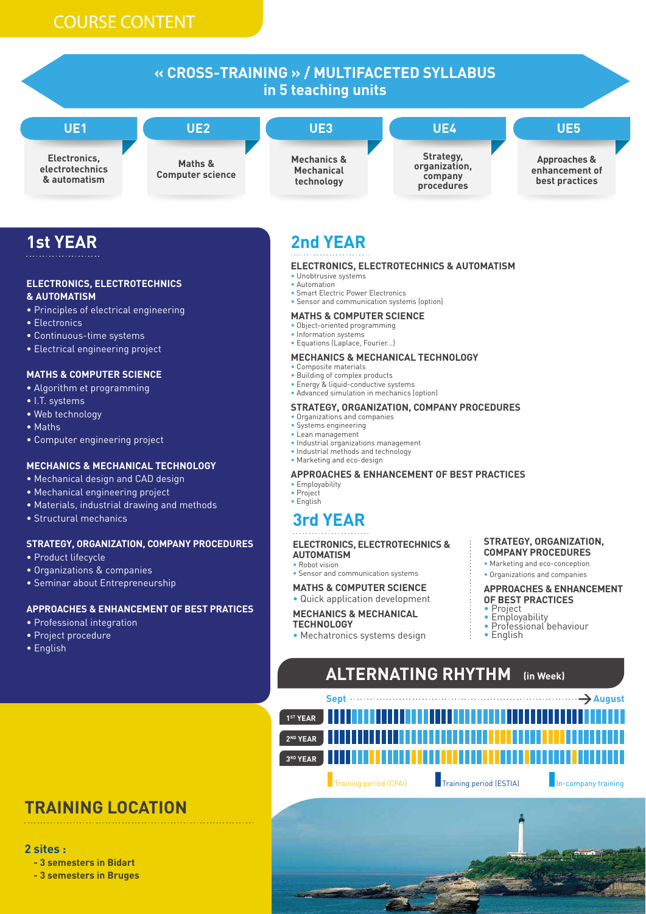# COURSE CONTENT

## « CROSS-TRAINING » / MULTIFACETED SYLLABUS in 5 teaching units

| UE1 | UE2 | UE3 | UE4 | UE5 |
| --- | --- | --- | --- | --- |
| Electronics, electrotechnics & automatism | Maths & Computer science | Mechanics & Mechanical technology | Strategy, organization, company procedures | Approaches & enhancement of best practices |

## 1st YEAR

### ELECTRONICS, ELECTROTECHNICS & AUTOMATISM

- Principles of electrical engineering
- Electronics
- Continuous-time systems
- Electrical engineering project

### MATHS & COMPUTER SCIENCE

- Algorithm et programming
- I.T. systems
- Web technology
- Maths
- Computer engineering project

### MECHANICS & MECHANICAL TECHNOLOGY

- Mechanical design and CAD design
- Mechanical engineering project
- Materials, industrial drawing and methods
- Structural mechanics

### STRATEGY, ORGANIZATION, COMPANY PROCEDURES

- Product lifecycle
- Organizations & companies
- Seminar about Entrepreneurship

### APPROACHES & ENHANCEMENT OF BEST PRATICES

- Professional integration
- Project procedure
- English

## 2nd YEAR

### ELECTRONICS, ELECTROTECHNICS & AUTOMATISM

- Unobtrusive systems
- Automation
- Smart Electric Power Electronics
- Sensor and communication systems (option)

### MATHS & COMPUTER SCIENCE

- Object-oriented programming
- Information systems
- Equations (Laplace, Fourier...)

### MECHANICS & MECHANICAL TECHNOLOGY

- Composite materials
- Building of complex products
- Energy & liquid-conductive systems
- Advanced simulation in mechanics (option)

### STRATEGY, ORGANIZATION, COMPANY PROCEDURES

- Organizations and companies
- Systems engineering
- Lean management
- Industrial organizations management
- Industrial methods and technology
- Marketing and eco-design

### APPROACHES & ENHANCEMENT OF BEST PRACTICES

- Employability
- Project
- English

## 3rd YEAR

### ELECTRONICS, ELECTROTECHNICS & AUTOMATISM

- Robot vision
- Sensor and communication systems

### MATHS & COMPUTER SCIENCE

- Quick application development

### MECHANICS & MECHANICAL TECHNOLOGY

- Mechatronics systems design

### STRATEGY, ORGANIZATION, COMPANY PROCEDURES

- Marketing and eco-conception
- Organizations and companies

### APPROACHES & ENHANCEMENT OF BEST PRACTICES

- Project
- Employability
- Professional behaviour
- English

## ALTERNATING RHYTHM (in Week)

Sept → August

1ST YEAR

2ND YEAR

3RD YEAR

Training period (CFAI) | Training period (ESTIA) | In-company training

## TRAINING LOCATION

**2 sites :**

- **3 semesters in Bidart**
- **3 semesters in Bruges**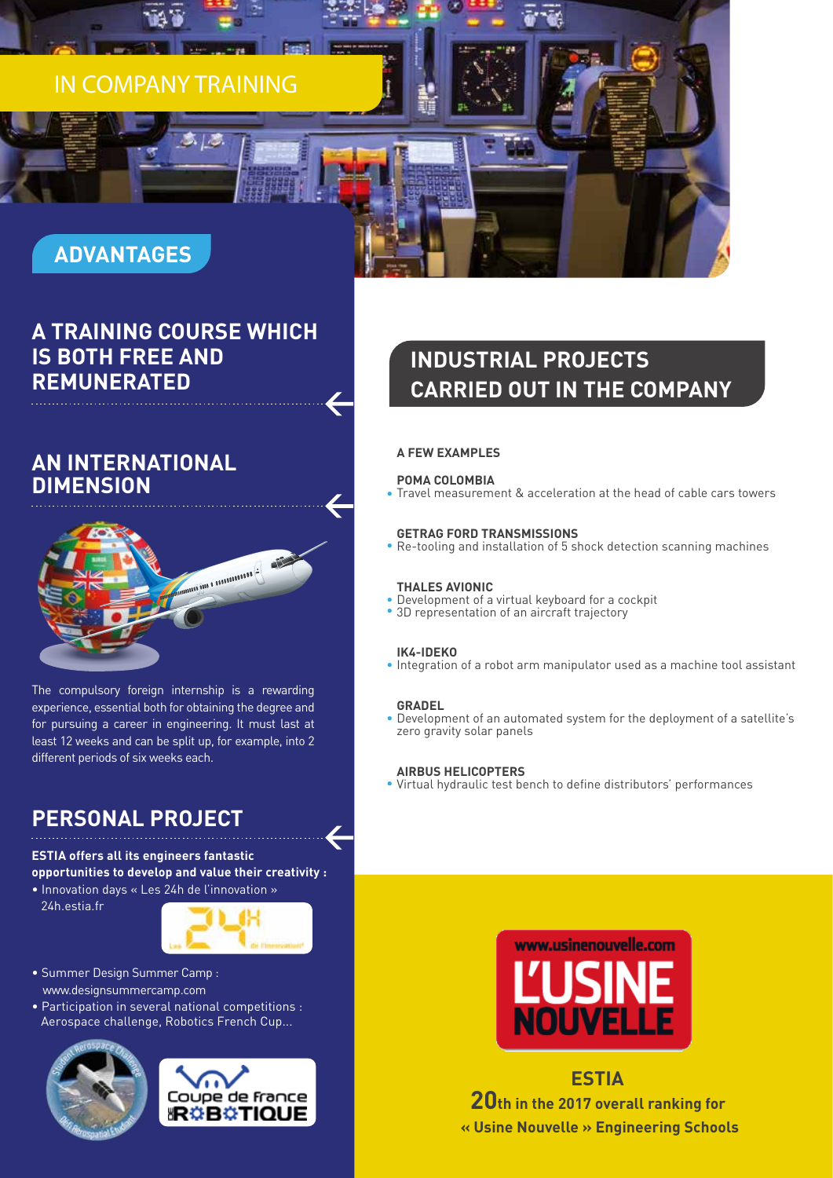# IN COMPANY TRAINING

## ADVANTAGES

### A TRAINING COURSE WHICH IS BOTH FREE AND REMUNERATED

### AN INTERNATIONAL DIMENSION

The compulsory foreign internship is a rewarding experience, essential both for obtaining the degree and for pursuing a career in engineering. It must last at least 12 weeks and can be split up, for example, into 2 different periods of six weeks each.

### PERSONAL PROJECT

**ESTIA offers all its engineers fantastic opportunities to develop and value their creativity :**

- Innovation days « Les 24h de l'innovation » 24h.estia.fr
- Summer Design Summer Camp : www.designsummercamp.com
- Participation in several national competitions : Aerospace challenge, Robotics French Cup...

## INDUSTRIAL PROJECTS CARRIED OUT IN THE COMPANY

**A FEW EXAMPLES**

**POMA COLOMBIA**
- Travel measurement & acceleration at the head of cable cars towers

**GETRAG FORD TRANSMISSIONS**
- Re-tooling and installation of 5 shock detection scanning machines

**THALES AVIONIC**
- Development of a virtual keyboard for a cockpit
- 3D representation of an aircraft trajectory

**IK4-IDEKO**
- Integration of a robot arm manipulator used as a machine tool assistant

**GRADEL**
- Development of an automated system for the deployment of a satellite's zero gravity solar panels

**AIRBUS HELICOPTERS**
- Virtual hydraulic test bench to define distributors' performances

www.usinenouvelle.com L'USINE NOUVELLE

**ESTIA**
**20th in the 2017 overall ranking for « Usine Nouvelle » Engineering Schools**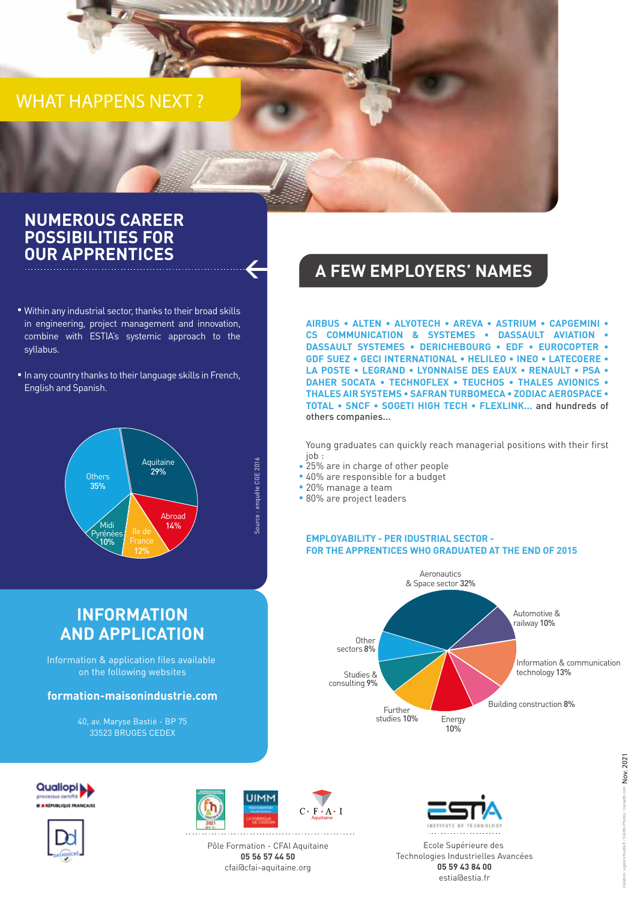## WHAT HAPPENS NEXT ?

## NUMEROUS CAREER POSSIBILITIES FOR OUR APPRENTICES

- Within any industrial sector, thanks to their broad skills in engineering, project management and innovation, combine with ESTIA's systemic approach to the syllabus.
- In any country thanks to their language skills in French, English and Spanish.

Aquitaine 29%
Abroad 14%
Ile de France 12%
Midi Pyrénées 10%
Others 35%

Source : enquête CGE 2016

## INFORMATION AND APPLICATION

Information & application files available on the following websites

**formation-maisonindustrie.com**

40, av. Maryse Bastié - BP 75
33523 BRUGES CEDEX

## A FEW EMPLOYERS' NAMES

**AIRBUS • ALTEN • ALYOTECH • AREVA • ASTRIUM • CAPGEMINI • CS COMMUNICATION & SYSTEMES • DASSAULT AVIATION • DASSAULT SYSTEMES • DERICHEBOURG • EDF • EUROCOPTER • GDF SUEZ • GECI INTERNATIONAL • HELILEO • INEO • LATECOERE • LA POSTE • LEGRAND • LYONNAISE DES EAUX • RENAULT • PSA • DAHER SOCATA • TECHNOFLEX • TEUCHOS • THALES AVIONICS • THALES AIR SYSTEMS • SAFRAN TURBOMECA • ZODIAC AEROSPACE • TOTAL • SNCF • SOGETI HIGH TECH • FLEXLINK...** and hundreds of others companies...

Young graduates can quickly reach managerial positions with their first job :

- 25% are in charge of other people
- 40% are responsible for a budget
- 20% manage a team
- 80% are project leaders

**EMPLOYABILITY - PER IDUSTRIAL SECTOR - FOR THE APPRENTICES WHO GRADUATED AT THE END OF 2015**

Aeronautics & Space sector 32%
Automotive & railway 10%
Information & communication technology 13%
Building construction 8%
Energy 10%
Further studies 10%
Studies & consulting 9%
Other sectors 8%

Pôle Formation - CFAI Aquitaine
**05 56 57 44 50**
cfai@cfai-aquitaine.org

Ecole Supérieure des Technologies Industrielles Avancées
**05 59 43 84 00**
estia@estia.fr

Nov. 2021